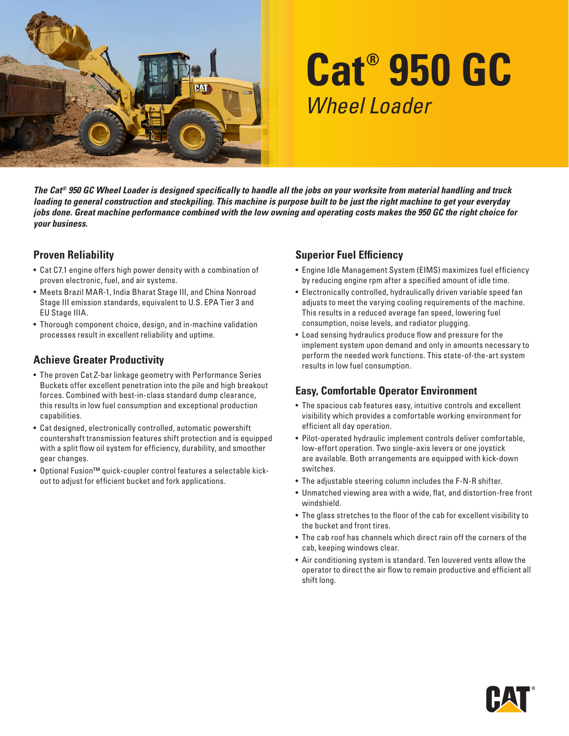# Cat® 950 GC

## *Wheel Loader*

***The Cat® 950 GC Wheel Loader is designed specifically to handle all the jobs on your worksite from material handling and truck loading to general construction and stockpiling. This machine is purpose built to be just the right machine to get your everyday jobs done. Great machine performance combined with the low owning and operating costs makes the 950 GC the right choice for your business.***

### Proven Reliability

- Cat C7.1 engine offers high power density with a combination of proven electronic, fuel, and air systems.
- Meets Brazil MAR-1, India Bharat Stage III, and China Nonroad Stage III emission standards, equivalent to U.S. EPA Tier 3 and EU Stage IIIA.
- Thorough component choice, design, and in-machine validation processes result in excellent reliability and uptime.

### Achieve Greater Productivity

- The proven Cat Z-bar linkage geometry with Performance Series Buckets offer excellent penetration into the pile and high breakout forces. Combined with best-in-class standard dump clearance, this results in low fuel consumption and exceptional production capabilities.
- Cat designed, electronically controlled, automatic powershift countershaft transmission features shift protection and is equipped with a split flow oil system for efficiency, durability, and smoother gear changes.
- Optional Fusion™ quick-coupler control features a selectable kick-out to adjust for efficient bucket and fork applications.

### Superior Fuel Efficiency

- Engine Idle Management System (EIMS) maximizes fuel efficiency by reducing engine rpm after a specified amount of idle time.
- Electronically controlled, hydraulically driven variable speed fan adjusts to meet the varying cooling requirements of the machine. This results in a reduced average fan speed, lowering fuel consumption, noise levels, and radiator plugging.
- Load sensing hydraulics produce flow and pressure for the implement system upon demand and only in amounts necessary to perform the needed work functions. This state-of-the-art system results in low fuel consumption.

### Easy, Comfortable Operator Environment

- The spacious cab features easy, intuitive controls and excellent visibility which provides a comfortable working environment for efficient all day operation.
- Pilot-operated hydraulic implement controls deliver comfortable, low-effort operation. Two single-axis levers or one joystick are available. Both arrangements are equipped with kick-down switches.
- The adjustable steering column includes the F-N-R shifter.
- Unmatched viewing area with a wide, flat, and distortion-free front windshield.
- The glass stretches to the floor of the cab for excellent visibility to the bucket and front tires.
- The cab roof has channels which direct rain off the corners of the cab, keeping windows clear.
- Air conditioning system is standard. Ten louvered vents allow the operator to direct the air flow to remain productive and efficient all shift long.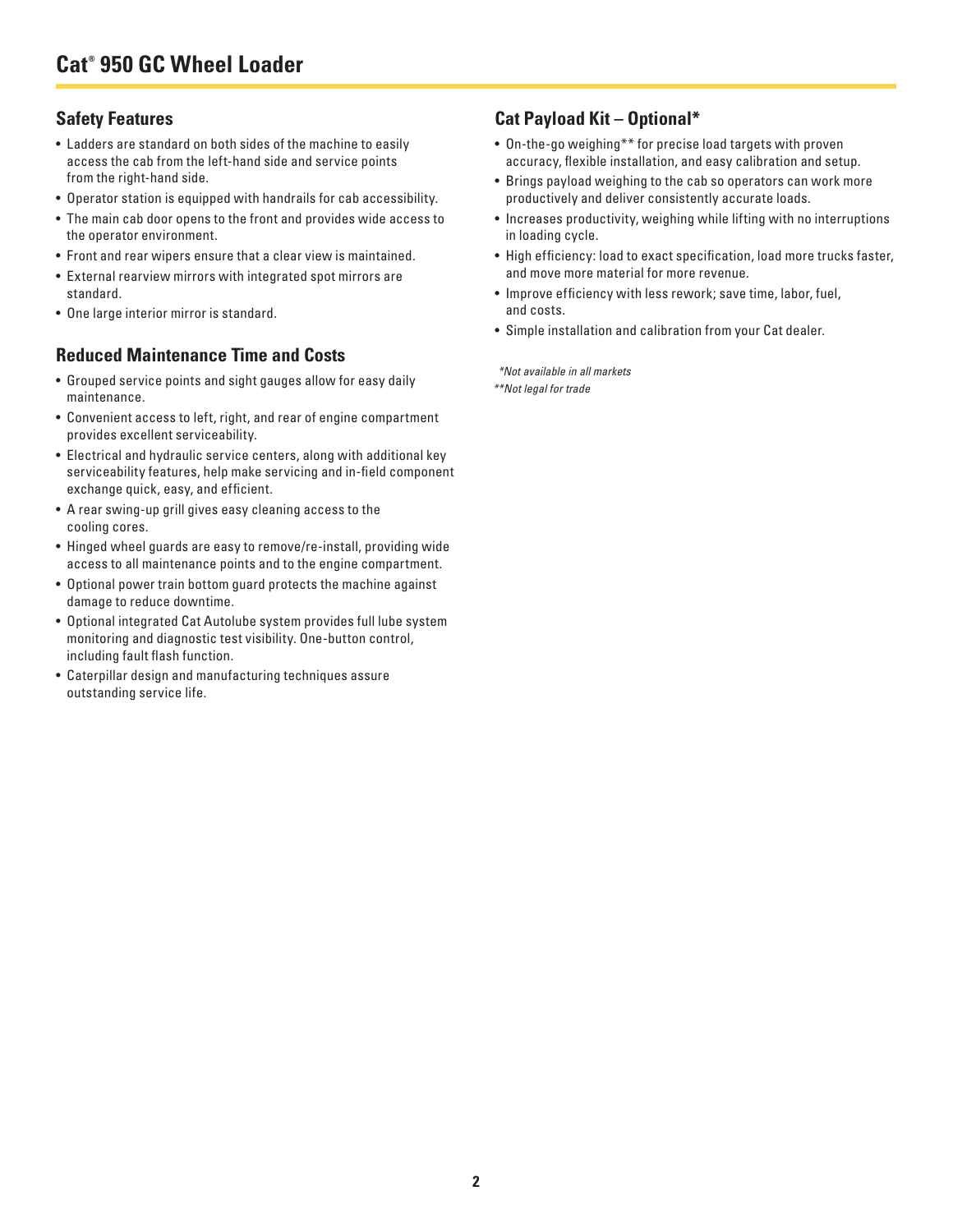## Safety Features

- Ladders are standard on both sides of the machine to easily access the cab from the left-hand side and service points from the right-hand side.
- Operator station is equipped with handrails for cab accessibility.
- The main cab door opens to the front and provides wide access to the operator environment.
- Front and rear wipers ensure that a clear view is maintained.
- External rearview mirrors with integrated spot mirrors are standard.
- One large interior mirror is standard.

## Reduced Maintenance Time and Costs

- Grouped service points and sight gauges allow for easy daily maintenance.
- Convenient access to left, right, and rear of engine compartment provides excellent serviceability.
- Electrical and hydraulic service centers, along with additional key serviceability features, help make servicing and in-field component exchange quick, easy, and efficient.
- A rear swing-up grill gives easy cleaning access to the cooling cores.
- Hinged wheel guards are easy to remove/re-install, providing wide access to all maintenance points and to the engine compartment.
- Optional power train bottom guard protects the machine against damage to reduce downtime.
- Optional integrated Cat Autolube system provides full lube system monitoring and diagnostic test visibility. One-button control, including fault flash function.
- Caterpillar design and manufacturing techniques assure outstanding service life.

## Cat Payload Kit – Optional*

- On-the-go weighing** for precise load targets with proven accuracy, flexible installation, and easy calibration and setup.
- Brings payload weighing to the cab so operators can work more productively and deliver consistently accurate loads.
- Increases productivity, weighing while lifting with no interruptions in loading cycle.
- High efficiency: load to exact specification, load more trucks faster, and move more material for more revenue.
- Improve efficiency with less rework; save time, labor, fuel, and costs.
- Simple installation and calibration from your Cat dealer.

*\*Not available in all markets*

*\*\*Not legal for trade*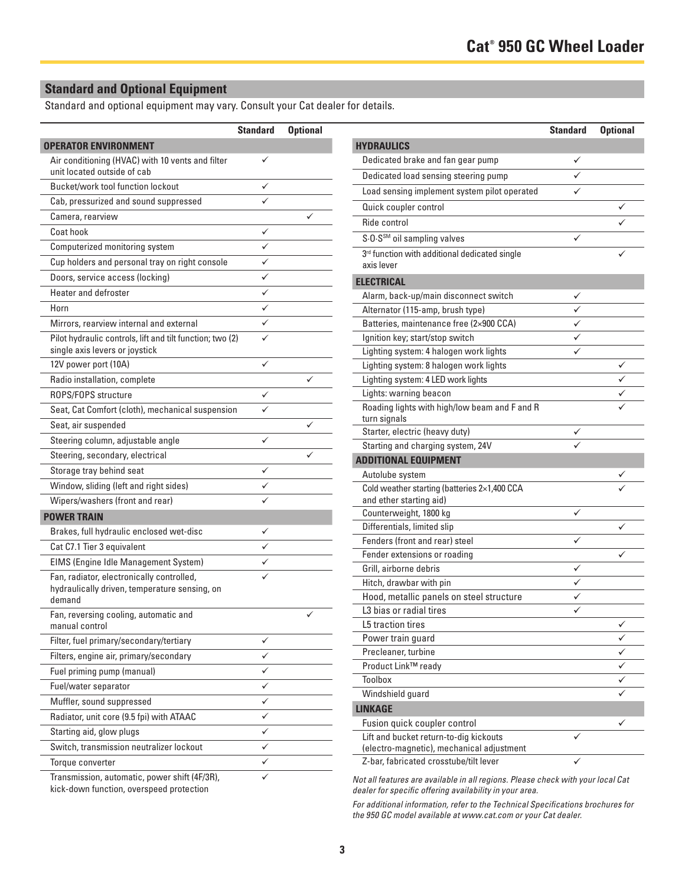## Standard and Optional Equipment

Standard and optional equipment may vary. Consult your Cat dealer for details.

| | Standard | Optional |
|---|---|---|
| **OPERATOR ENVIRONMENT** | | |
| Air conditioning (HVAC) with 10 vents and filter unit located outside of cab | ✓ | |
| Bucket/work tool function lockout | ✓ | |
| Cab, pressurized and sound suppressed | ✓ | |
| Camera, rearview | | ✓ |
| Coat hook | ✓ | |
| Computerized monitoring system | ✓ | |
| Cup holders and personal tray on right console | ✓ | |
| Doors, service access (locking) | ✓ | |
| Heater and defroster | ✓ | |
| Horn | ✓ | |
| Mirrors, rearview internal and external | ✓ | |
| Pilot hydraulic controls, lift and tilt function; two (2) single axis levers or joystick | ✓ | |
| 12V power port (10A) | ✓ | |
| Radio installation, complete | | ✓ |
| ROPS/FOPS structure | ✓ | |
| Seat, Cat Comfort (cloth), mechanical suspension | ✓ | |
| Seat, air suspended | | ✓ |
| Steering column, adjustable angle | ✓ | |
| Steering, secondary, electrical | | ✓ |
| Storage tray behind seat | ✓ | |
| Window, sliding (left and right sides) | ✓ | |
| Wipers/washers (front and rear) | ✓ | |
| **POWER TRAIN** | | |
| Brakes, full hydraulic enclosed wet-disc | ✓ | |
| Cat C7.1 Tier 3 equivalent | ✓ | |
| EIMS (Engine Idle Management System) | ✓ | |
| Fan, radiator, electronically controlled, hydraulically driven, temperature sensing, on demand | ✓ | |
| Fan, reversing cooling, automatic and manual control | | ✓ |
| Filter, fuel primary/secondary/tertiary | ✓ | |
| Filters, engine air, primary/secondary | ✓ | |
| Fuel priming pump (manual) | ✓ | |
| Fuel/water separator | ✓ | |
| Muffler, sound suppressed | ✓ | |
| Radiator, unit core (9.5 fpi) with ATAAC | ✓ | |
| Starting aid, glow plugs | ✓ | |
| Switch, transmission neutralizer lockout | ✓ | |
| Torque converter | ✓ | |
| Transmission, automatic, power shift (4F/3R), kick-down function, overspeed protection | ✓ | |

| | Standard | Optional |
|---|---|---|
| **HYDRAULICS** | | |
| Dedicated brake and fan gear pump | ✓ | |
| Dedicated load sensing steering pump | ✓ | |
| Load sensing implement system pilot operated | ✓ | |
| Quick coupler control | | ✓ |
| Ride control | | ✓ |
| S·O·S℠ oil sampling valves | ✓ | |
| 3rd function with additional dedicated single axis lever | | ✓ |
| **ELECTRICAL** | | |
| Alarm, back-up/main disconnect switch | ✓ | |
| Alternator (115-amp, brush type) | ✓ | |
| Batteries, maintenance free (2×900 CCA) | ✓ | |
| Ignition key; start/stop switch | ✓ | |
| Lighting system: 4 halogen work lights | ✓ | |
| Lighting system: 8 halogen work lights | | ✓ |
| Lighting system: 4 LED work lights | | ✓ |
| Lights: warning beacon | | ✓ |
| Roading lights with high/low beam and F and R turn signals | | ✓ |
| Starter, electric (heavy duty) | ✓ | |
| Starting and charging system, 24V | ✓ | |
| **ADDITIONAL EQUIPMENT** | | |
| Autolube system | | ✓ |
| Cold weather starting (batteries 2×1,400 CCA and ether starting aid) | | ✓ |
| Counterweight, 1800 kg | ✓ | |
| Differentials, limited slip | | ✓ |
| Fenders (front and rear) steel | ✓ | |
| Fender extensions or roading | | ✓ |
| Grill, airborne debris | ✓ | |
| Hitch, drawbar with pin | ✓ | |
| Hood, metallic panels on steel structure | ✓ | |
| L3 bias or radial tires | ✓ | |
| L5 traction tires | | ✓ |
| Power train guard | | ✓ |
| Precleaner, turbine | | ✓ |
| Product Link™ ready | | ✓ |
| Toolbox | | ✓ |
| Windshield guard | | ✓ |
| **LINKAGE** | | |
| Fusion quick coupler control | | ✓ |
| Lift and bucket return-to-dig kickouts (electro-magnetic), mechanical adjustment | ✓ | |
| Z-bar, fabricated crosstube/tilt lever | ✓ | |

*Not all features are available in all regions. Please check with your local Cat dealer for specific offering availability in your area.*

*For additional information, refer to the Technical Specifications brochures for the 950 GC model available at www.cat.com or your Cat dealer.*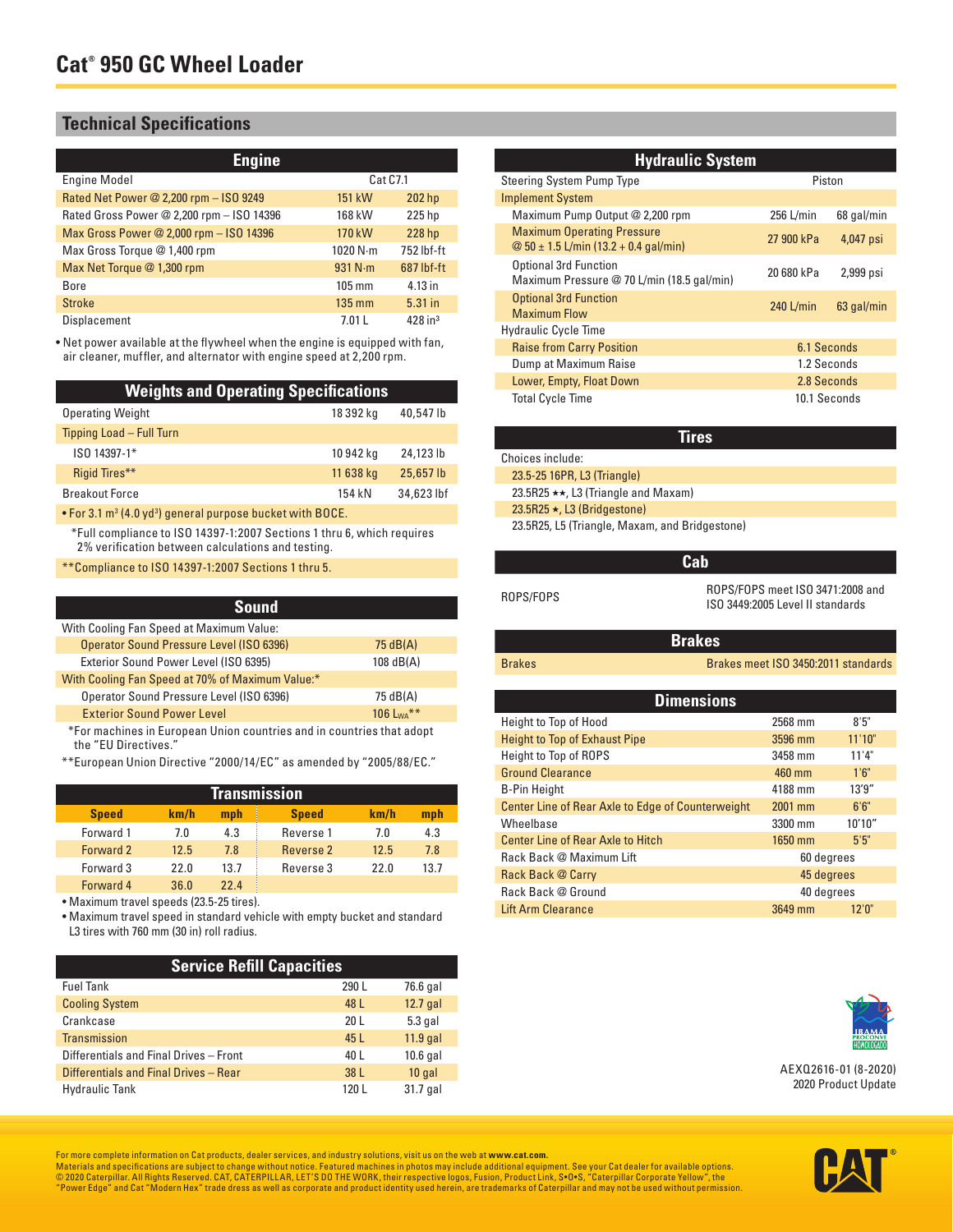# Cat® 950 GC Wheel Loader

## Technical Specifications

### Engine

| | | |
|---|---|---|
| Engine Model | Cat C7.1 | |
| Rated Net Power @ 2,200 rpm – ISO 9249 | 151 kW | 202 hp |
| Rated Gross Power @ 2,200 rpm – ISO 14396 | 168 kW | 225 hp |
| Max Gross Power @ 2,200 rpm – ISO 14396 | 170 kW | 228 hp |
| Max Gross Torque @ 1,400 rpm | 1020 N·m | 752 lbf-ft |
| Max Net Torque @ 1,300 rpm | 931 N·m | 687 lbf-ft |
| Bore | 105 mm | 4.13 in |
| Stroke | 135 mm | 5.31 in |
| Displacement | 7.01 L | 428 in³ |

- Net power available at the flywheel when the engine is equipped with fan, air cleaner, muffler, and alternator with engine speed at 2,200 rpm.

### Weights and Operating Specifications

| | | |
|---|---|---|
| Operating Weight | 18 392 kg | 40,547 lb |
| Tipping Load – Full Turn | | |
| ISO 14397-1* | 10 942 kg | 24,123 lb |
| Rigid Tires** | 11 638 kg | 25,657 lb |
| Breakout Force | 154 kN | 34,623 lbf |

- For 3.1 m³ (4.0 yd³) general purpose bucket with BOCE.

*Full compliance to ISO 14397-1:2007 Sections 1 thru 6, which requires 2% verification between calculations and testing.

**Compliance to ISO 14397-1:2007 Sections 1 thru 5.

### Sound

| | |
|---|---|
| With Cooling Fan Speed at Maximum Value: | |
| Operator Sound Pressure Level (ISO 6396) | 75 dB(A) |
| Exterior Sound Power Level (ISO 6395) | 108 dB(A) |
| With Cooling Fan Speed at 70% of Maximum Value:* | |
| Operator Sound Pressure Level (ISO 6396) | 75 dB(A) |
| Exterior Sound Power Level | 106 $L_{WA}$** |

*For machines in European Union countries and in countries that adopt the "EU Directives."

**European Union Directive "2000/14/EC" as amended by "2005/88/EC."

### Transmission

| Speed | km/h | mph | Speed | km/h | mph |
|---|---|---|---|---|---|
| Forward 1 | 7.0 | 4.3 | Reverse 1 | 7.0 | 4.3 |
| Forward 2 | 12.5 | 7.8 | Reverse 2 | 12.5 | 7.8 |
| Forward 3 | 22.0 | 13.7 | Reverse 3 | 22.0 | 13.7 |
| Forward 4 | 36.0 | 22.4 | | | |

- Maximum travel speeds (23.5-25 tires).
- Maximum travel speed in standard vehicle with empty bucket and standard L3 tires with 760 mm (30 in) roll radius.

### Service Refill Capacities

| | | |
|---|---|---|
| Fuel Tank | 290 L | 76.6 gal |
| Cooling System | 48 L | 12.7 gal |
| Crankcase | 20 L | 5.3 gal |
| Transmission | 45 L | 11.9 gal |
| Differentials and Final Drives – Front | 40 L | 10.6 gal |
| Differentials and Final Drives – Rear | 38 L | 10 gal |
| Hydraulic Tank | 120 L | 31.7 gal |

### Hydraulic System

| | | |
|---|---|---|
| Steering System Pump Type | Piston | |
| Implement System | | |
| Maximum Pump Output @ 2,200 rpm | 256 L/min | 68 gal/min |
| Maximum Operating Pressure @ 50 ± 1.5 L/min (13.2 + 0.4 gal/min) | 27 900 kPa | 4,047 psi |
| Optional 3rd Function Maximum Pressure @ 70 L/min (18.5 gal/min) | 20 680 kPa | 2,999 psi |
| Optional 3rd Function Maximum Flow | 240 L/min | 63 gal/min |
| Hydraulic Cycle Time | | |
| Raise from Carry Position | 6.1 Seconds | |
| Dump at Maximum Raise | 1.2 Seconds | |
| Lower, Empty, Float Down | 2.8 Seconds | |
| Total Cycle Time | 10.1 Seconds | |

### Tires

Choices include:

- 23.5-25 16PR, L3 (Triangle)
- 23.5R25 ★★, L3 (Triangle and Maxam)
- 23.5R25 ★, L3 (Bridgestone)
- 23.5R25, L5 (Triangle, Maxam, and Bridgestone)

### Cab

| | |
|---|---|
| ROPS/FOPS | ROPS/FOPS meet ISO 3471:2008 and ISO 3449:2005 Level II standards |

### Brakes

| | |
|---|---|
| Brakes | Brakes meet ISO 3450:2011 standards |

### Dimensions

| | | |
|---|---|---|
| Height to Top of Hood | 2568 mm | 8'5" |
| Height to Top of Exhaust Pipe | 3596 mm | 11'10" |
| Height to Top of ROPS | 3458 mm | 11'4" |
| Ground Clearance | 460 mm | 1'6" |
| B-Pin Height | 4188 mm | 13'9" |
| Center Line of Rear Axle to Edge of Counterweight | 2001 mm | 6'6" |
| Wheelbase | 3300 mm | 10'10" |
| Center Line of Rear Axle to Hitch | 1650 mm | 5'5" |
| Rack Back @ Maximum Lift | 60 degrees | |
| Rack Back @ Carry | 45 degrees | |
| Rack Back @ Ground | 40 degrees | |
| Lift Arm Clearance | 3649 mm | 12'0" |

AEXQ2616-01 (8-2020)
2020 Product Update

For more complete information on Cat products, dealer services, and industry solutions, visit us on the web at **www.cat.com**.
Materials and specifications are subject to change without notice. Featured machines in photos may include additional equipment. See your Cat dealer for available options.
© 2020 Caterpillar. All Rights Reserved. CAT, CATERPILLAR, LET'S DO THE WORK, their respective logos, Fusion, Product Link, S•O•S, "Caterpillar Corporate Yellow", the "Power Edge" and Cat "Modern Hex" trade dress as well as corporate and product identity used herein, are trademarks of Caterpillar and may not be used without permission.